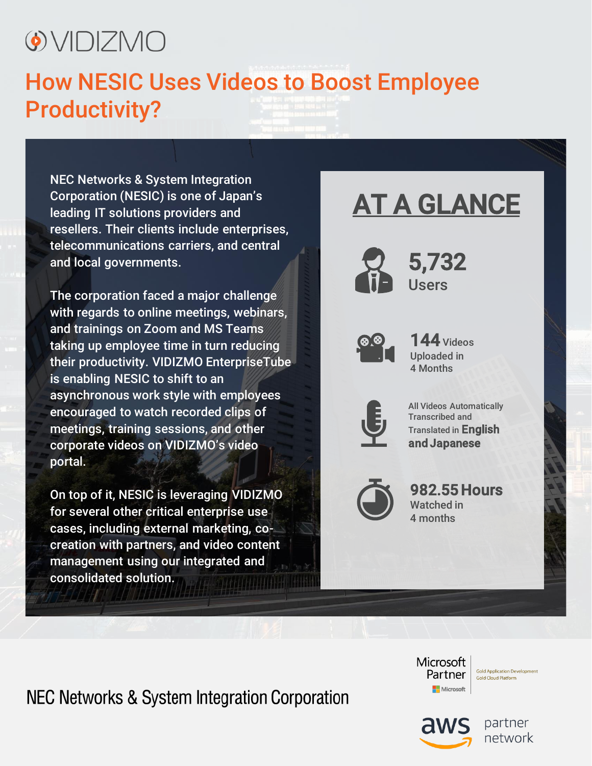VIDIZMO

# How NESIC Uses Videos to Boost Employee Productivity?

NEC Networks & System Integration Corporation (NESIC) is one of Japan's leading IT solutions providers and resellers. Their clients include enterprises, telecommunications carriers, and central and local governments.

The corporation faced a major challenge with regards to online meetings, webinars, and trainings on Zoom and MS Teams taking up employee time in turn reducing their productivity. VIDIZMO EnterpriseTube is enabling NESIC to shift to an asynchronous work style with employees encouraged to watch recorded clips of meetings, training sessions, and other corporate videos on VIDIZMO's video portal.

On top of it, NESIC is leveraging VIDIZMO for several other critical enterprise use cases, including external marketing, co-creation with partners, and video content management using our integrated and consolidated solution.

## AT A GLANCE

**5,732**
Users

**144** Videos
Uploaded in
4 Months

All Videos Automatically Transcribed and Translated in **English and Japanese**

**982.55 Hours**
Watched in
4 months

NEC Networks & System Integration Corporation

Microsoft Partner — Gold Application Development, Gold Cloud Platform

aws partner network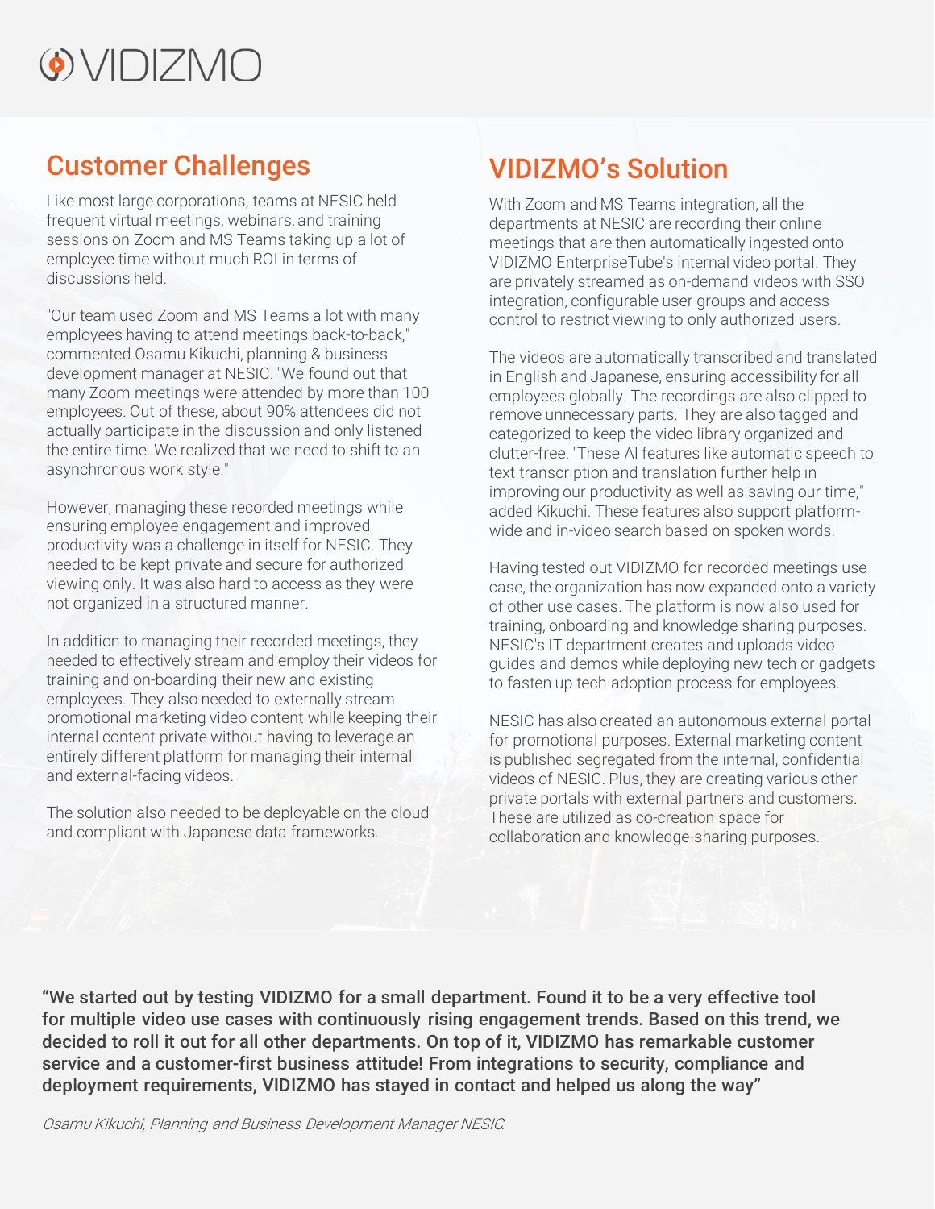## Customer Challenges

Like most large corporations, teams at NESIC held frequent virtual meetings, webinars, and training sessions on Zoom and MS Teams taking up a lot of employee time without much ROI in terms of discussions held.

"Our team used Zoom and MS Teams a lot with many employees having to attend meetings back-to-back," commented Osamu Kikuchi, planning & business development manager at NESIC. "We found out that many Zoom meetings were attended by more than 100 employees. Out of these, about 90% attendees did not actually participate in the discussion and only listened the entire time. We realized that we need to shift to an asynchronous work style."

However, managing these recorded meetings while ensuring employee engagement and improved productivity was a challenge in itself for NESIC. They needed to be kept private and secure for authorized viewing only. It was also hard to access as they were not organized in a structured manner.

In addition to managing their recorded meetings, they needed to effectively stream and employ their videos for training and on-boarding their new and existing employees. They also needed to externally stream promotional marketing video content while keeping their internal content private without having to leverage an entirely different platform for managing their internal and external-facing videos.

The solution also needed to be deployable on the cloud and compliant with Japanese data frameworks.

## VIDIZMO's Solution

With Zoom and MS Teams integration, all the departments at NESIC are recording their online meetings that are then automatically ingested onto VIDIZMO EnterpriseTube's internal video portal. They are privately streamed as on-demand videos with SSO integration, configurable user groups and access control to restrict viewing to only authorized users.

The videos are automatically transcribed and translated in English and Japanese, ensuring accessibility for all employees globally. The recordings are also clipped to remove unnecessary parts. They are also tagged and categorized to keep the video library organized and clutter-free. "These AI features like automatic speech to text transcription and translation further help in improving our productivity as well as saving our time," added Kikuchi. These features also support platform-wide and in-video search based on spoken words.

Having tested out VIDIZMO for recorded meetings use case, the organization has now expanded onto a variety of other use cases. The platform is now also used for training, onboarding and knowledge sharing purposes. NESIC's IT department creates and uploads video guides and demos while deploying new tech or gadgets to fasten up tech adoption process for employees.

NESIC has also created an autonomous external portal for promotional purposes. External marketing content is published segregated from the internal, confidential videos of NESIC. Plus, they are creating various other private portals with external partners and customers. These are utilized as co-creation space for collaboration and knowledge-sharing purposes.

**"We started out by testing VIDIZMO for a small department. Found it to be a very effective tool for multiple video use cases with continuously rising engagement trends. Based on this trend, we decided to roll it out for all other departments. On top of it, VIDIZMO has remarkable customer service and a customer-first business attitude! From integrations to security, compliance and deployment requirements, VIDIZMO has stayed in contact and helped us along the way"**

*Osamu Kikuchi, Planning and Business Development Manager NESIC.*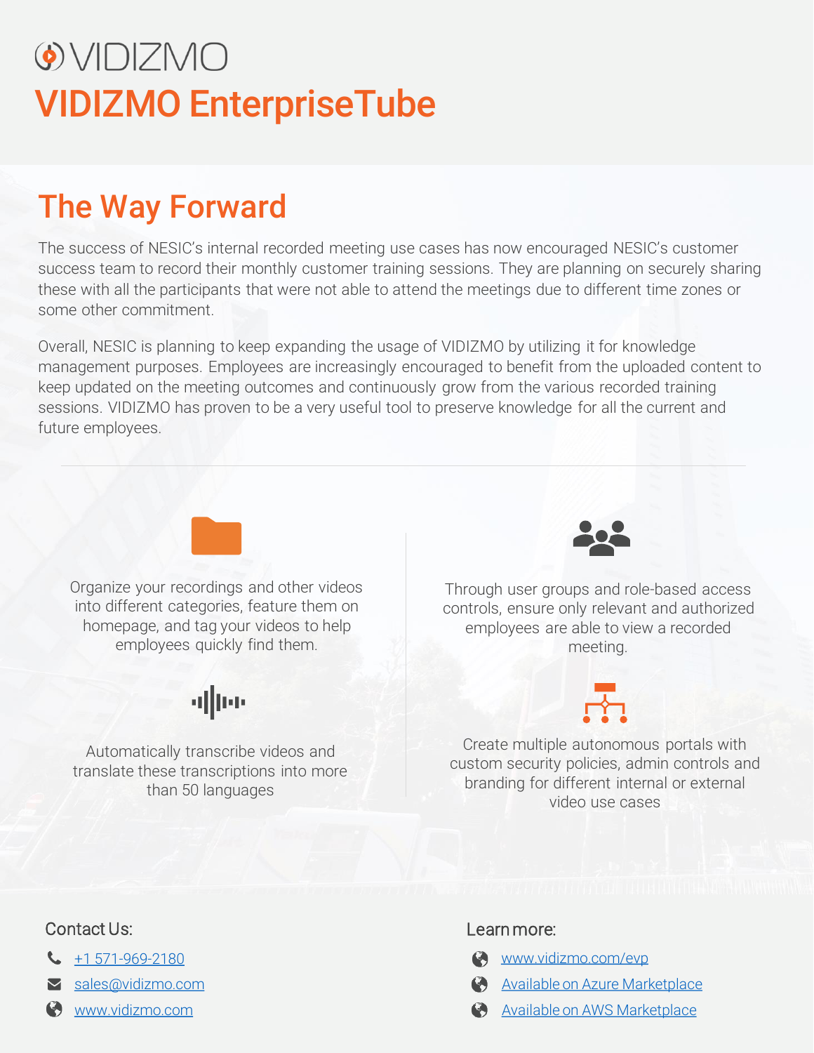# VIDIZMO EnterpriseTube

## The Way Forward

The success of NESIC's internal recorded meeting use cases has now encouraged NESIC's customer success team to record their monthly customer training sessions. They are planning on securely sharing these with all the participants that were not able to attend the meetings due to different time zones or some other commitment.

Overall, NESIC is planning to keep expanding the usage of VIDIZMO by utilizing it for knowledge management purposes. Employees are increasingly encouraged to benefit from the uploaded content to keep updated on the meeting outcomes and continuously grow from the various recorded training sessions. VIDIZMO has proven to be a very useful tool to preserve knowledge for all the current and future employees.

---

Organize your recordings and other videos into different categories, feature them on homepage, and tag your videos to help employees quickly find them.

Automatically transcribe videos and translate these transcriptions into more than 50 languages

Through user groups and role-based access controls, ensure only relevant and authorized employees are able to view a recorded meeting.

Create multiple autonomous portals with custom security policies, admin controls and branding for different internal or external video use cases

**Contact Us:**

- [+1 571-969-2180](tel:+15719692180)
- [sales@vidizmo.com](mailto:sales@vidizmo.com)
- [www.vidizmo.com](http://www.vidizmo.com)

**Learn more:**

- [www.vidizmo.com/evp](http://www.vidizmo.com/evp)
- Available on Azure Marketplace
- Available on AWS Marketplace